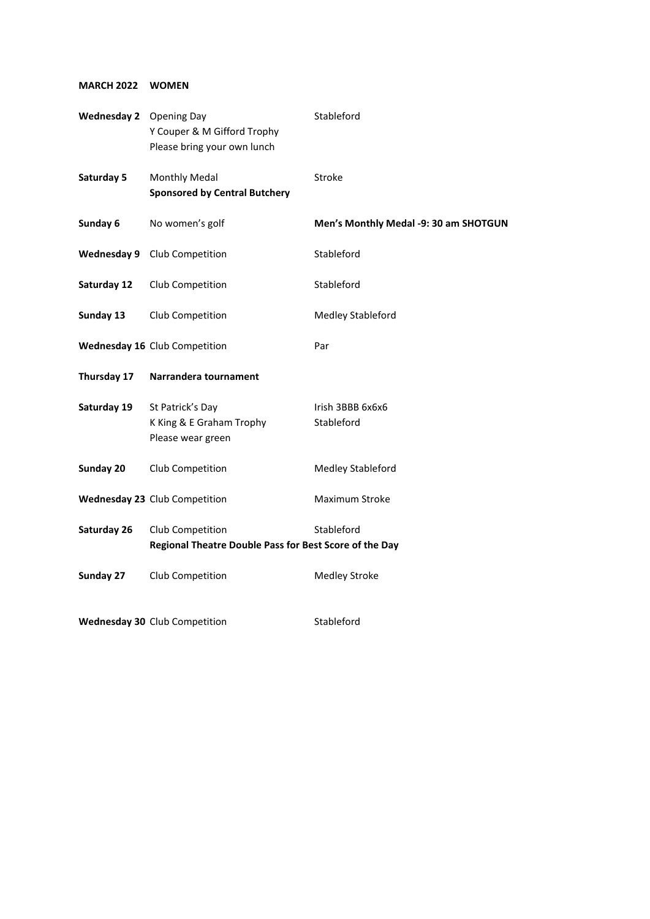**MARCH 2022 WOMEN**

| | | |
|---|---|---|
| **Wednesday 2** | Opening Day<br>Y Couper & M Gifford Trophy<br>Please bring your own lunch | Stableford |
| **Saturday 5** | Monthly Medal<br>**Sponsored by Central Butchery** | Stroke |
| **Sunday 6** | No women's golf | **Men's Monthly Medal -9: 30 am SHOTGUN** |
| **Wednesday 9** | Club Competition | Stableford |
| **Saturday 12** | Club Competition | Stableford |
| **Sunday 13** | Club Competition | Medley Stableford |
| **Wednesday 16** | Club Competition | Par |
| **Thursday 17** | **Narrandera tournament** | |
| **Saturday 19** | St Patrick's Day<br>K King & E Graham Trophy<br>Please wear green | Irish 3BBB 6x6x6<br>Stableford |
| **Sunday 20** | Club Competition | Medley Stableford |
| **Wednesday 23** | Club Competition | Maximum Stroke |
| **Saturday 26** | Club Competition<br>**Regional Theatre Double Pass for Best Score of the Day** | Stableford |
| **Sunday 27** | Club Competition | Medley Stroke |
| **Wednesday 30** | Club Competition | Stableford |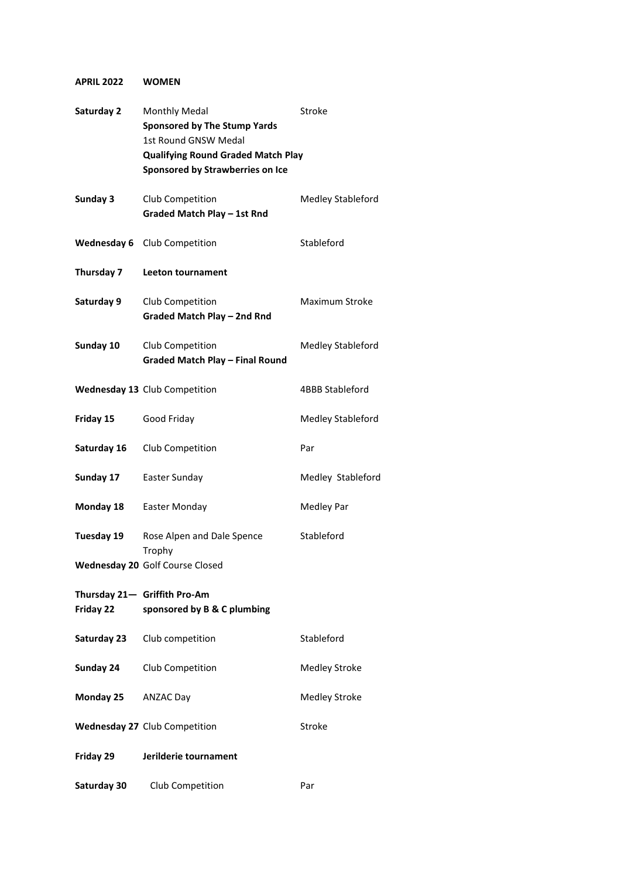**APRIL 2022 WOMEN**

| | | |
|---|---|---|
| **Saturday 2** | Monthly Medal<br>**Sponsored by The Stump Yards**<br>1st Round GNSW Medal<br>**Qualifying Round Graded Match Play**<br>**Sponsored by Strawberries on Ice** | Stroke |
| **Sunday 3** | Club Competition<br>**Graded Match Play – 1st Rnd** | Medley Stableford |
| **Wednesday 6** | Club Competition | Stableford |
| **Thursday 7** | **Leeton tournament** | |
| **Saturday 9** | Club Competition<br>**Graded Match Play – 2nd Rnd** | Maximum Stroke |
| **Sunday 10** | Club Competition<br>**Graded Match Play – Final Round** | Medley Stableford |
| **Wednesday 13** | Club Competition | 4BBB Stableford |
| **Friday 15** | Good Friday | Medley Stableford |
| **Saturday 16** | Club Competition | Par |
| **Sunday 17** | Easter Sunday | Medley Stableford |
| **Monday 18** | Easter Monday | Medley Par |
| **Tuesday 19** | Rose Alpen and Dale Spence Trophy | Stableford |
| **Wednesday 20** | Golf Course Closed | |
| **Thursday 21— Friday 22** | **Griffith Pro-Am sponsored by B & C plumbing** | |
| **Saturday 23** | Club competition | Stableford |
| **Sunday 24** | Club Competition | Medley Stroke |
| **Monday 25** | ANZAC Day | Medley Stroke |
| **Wednesday 27** | Club Competition | Stroke |
| **Friday 29** | **Jerilderie tournament** | |
| **Saturday 30** | Club Competition | Par |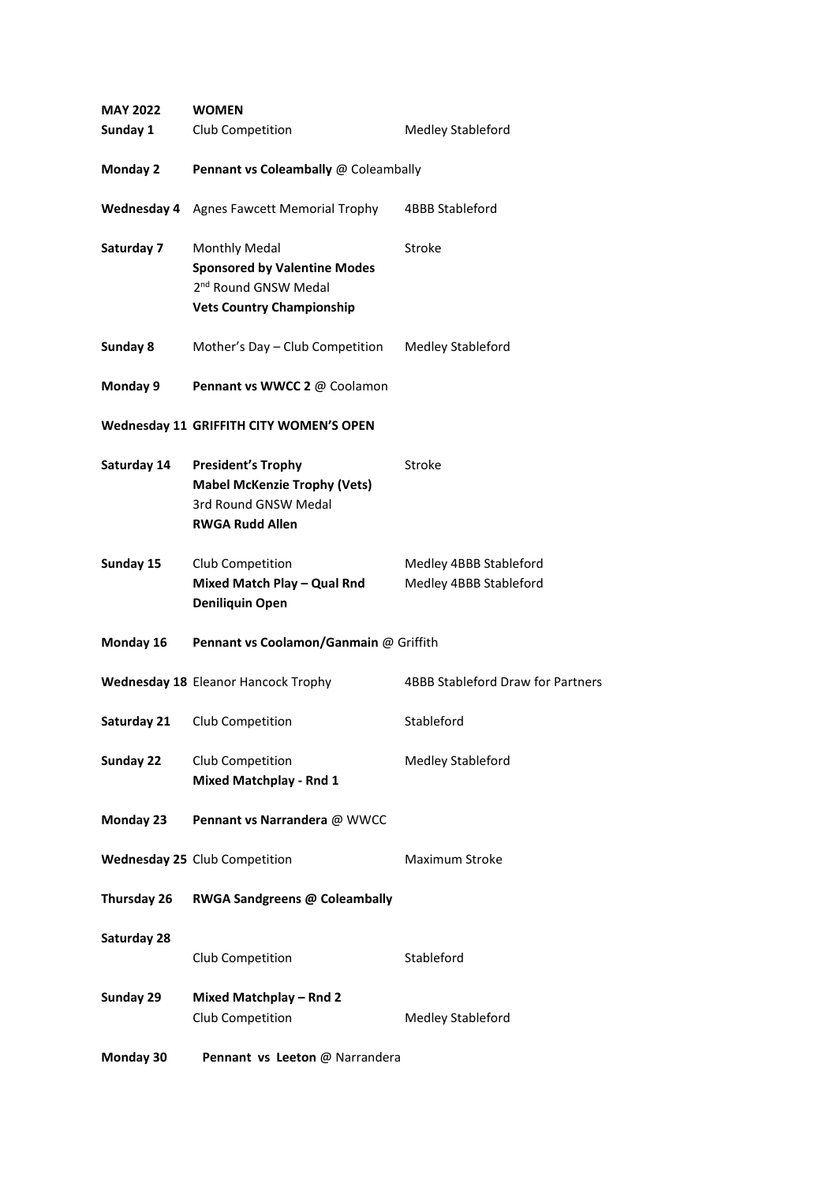| **MAY 2022** | **WOMEN** | |
|---|---|---|
| **Sunday 1** | Club Competition | Medley Stableford |
| **Monday 2** | **Pennant vs Coleambally** @ Coleambally | |
| **Wednesday 4** | Agnes Fawcett Memorial Trophy | 4BBB Stableford |
| **Saturday 7** | Monthly Medal<br>**Sponsored by Valentine Modes**<br>2nd Round GNSW Medal<br>**Vets Country Championship** | Stroke |
| **Sunday 8** | Mother's Day – Club Competition | Medley Stableford |
| **Monday 9** | **Pennant vs WWCC 2** @ Coolamon | |
| **Wednesday 11** | **GRIFFITH CITY WOMEN'S OPEN** | |
| **Saturday 14** | **President's Trophy**<br>**Mabel McKenzie Trophy (Vets)**<br>3rd Round GNSW Medal<br>**RWGA Rudd Allen** | Stroke |
| **Sunday 15** | Club Competition<br>**Mixed Match Play – Qual Rnd**<br>**Deniliquin Open** | Medley 4BBB Stableford<br>Medley 4BBB Stableford |
| **Monday 16** | **Pennant vs Coolamon/Ganmain** @ Griffith | |
| **Wednesday 18** | Eleanor Hancock Trophy | 4BBB Stableford Draw for Partners |
| **Saturday 21** | Club Competition | Stableford |
| **Sunday 22** | Club Competition<br>**Mixed Matchplay - Rnd 1** | Medley Stableford |
| **Monday 23** | **Pennant vs Narrandera** @ WWCC | |
| **Wednesday 25** | Club Competition | Maximum Stroke |
| **Thursday 26** | **RWGA Sandgreens @ Coleambally** | |
| **Saturday 28** | Club Competition | Stableford |
| **Sunday 29** | **Mixed Matchplay – Rnd 2**<br>Club Competition | Medley Stableford |
| **Monday 30** | **Pennant vs Leeton** @ Narrandera | |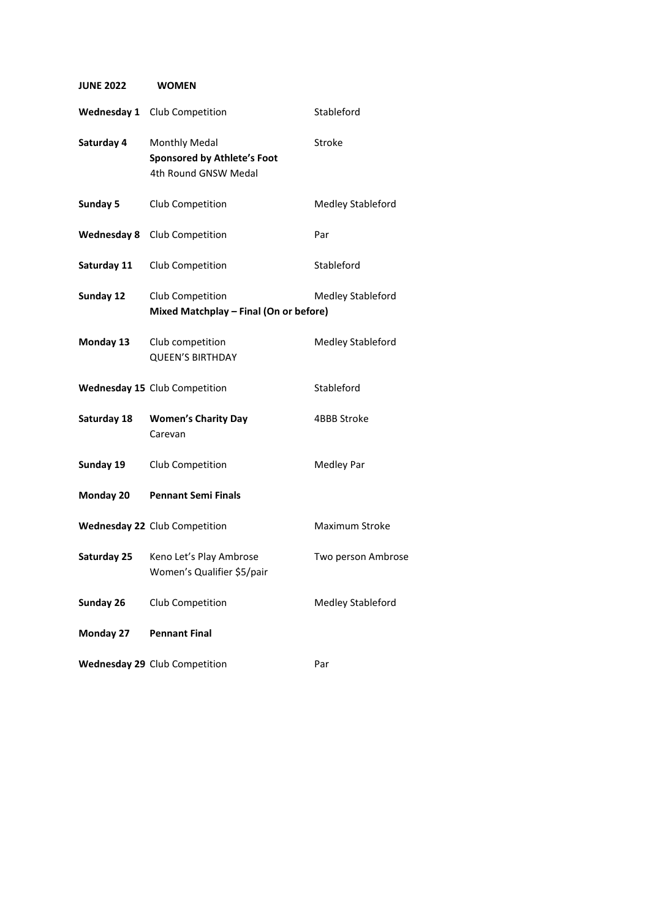**JUNE 2022 WOMEN**

| | | |
|---|---|---|
| **Wednesday 1** | Club Competition | Stableford |
| **Saturday 4** | Monthly Medal<br>**Sponsored by Athlete's Foot**<br>4th Round GNSW Medal | Stroke |
| **Sunday 5** | Club Competition | Medley Stableford |
| **Wednesday 8** | Club Competition | Par |
| **Saturday 11** | Club Competition | Stableford |
| **Sunday 12** | Club Competition<br>**Mixed Matchplay – Final (On or before)** | Medley Stableford |
| **Monday 13** | Club competition<br>QUEEN'S BIRTHDAY | Medley Stableford |
| **Wednesday 15** | Club Competition | Stableford |
| **Saturday 18** | **Women's Charity Day**<br>Carevan | 4BBB Stroke |
| **Sunday 19** | Club Competition | Medley Par |
| **Monday 20** | **Pennant Semi Finals** | |
| **Wednesday 22** | Club Competition | Maximum Stroke |
| **Saturday 25** | Keno Let's Play Ambrose<br>Women's Qualifier $5/pair | Two person Ambrose |
| **Sunday 26** | Club Competition | Medley Stableford |
| **Monday 27** | **Pennant Final** | |
| **Wednesday 29** | Club Competition | Par |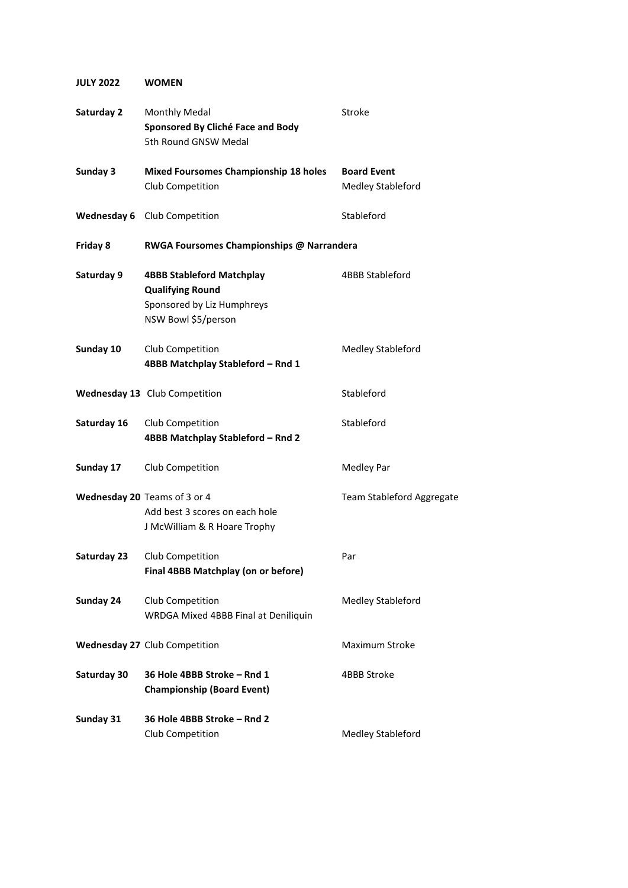| **JULY 2022** | **WOMEN** | |
|---|---|---|
| **Saturday 2** | Monthly Medal<br>**Sponsored By Cliché Face and Body**<br>5th Round GNSW Medal | Stroke |
| **Sunday 3** | **Mixed Foursomes Championship 18 holes**<br>Club Competition | **Board Event**<br>Medley Stableford |
| **Wednesday 6** | Club Competition | Stableford |
| **Friday 8** | **RWGA Foursomes Championships @ Narrandera** | |
| **Saturday 9** | **4BBB Stableford Matchplay**<br>**Qualifying Round**<br>Sponsored by Liz Humphreys<br>NSW Bowl $5/person | 4BBB Stableford |
| **Sunday 10** | Club Competition<br>**4BBB Matchplay Stableford – Rnd 1** | Medley Stableford |
| **Wednesday 13** | Club Competition | Stableford |
| **Saturday 16** | Club Competition<br>**4BBB Matchplay Stableford – Rnd 2** | Stableford |
| **Sunday 17** | Club Competition | Medley Par |
| **Wednesday 20** | Teams of 3 or 4<br>Add best 3 scores on each hole<br>J McWilliam & R Hoare Trophy | Team Stableford Aggregate |
| **Saturday 23** | Club Competition<br>**Final 4BBB Matchplay (on or before)** | Par |
| **Sunday 24** | Club Competition<br>WRDGA Mixed 4BBB Final at Deniliquin | Medley Stableford |
| **Wednesday 27** | Club Competition | Maximum Stroke |
| **Saturday 30** | **36 Hole 4BBB Stroke – Rnd 1**<br>**Championship (Board Event)** | 4BBB Stroke |
| **Sunday 31** | **36 Hole 4BBB Stroke – Rnd 2**<br>Club Competition | Medley Stableford |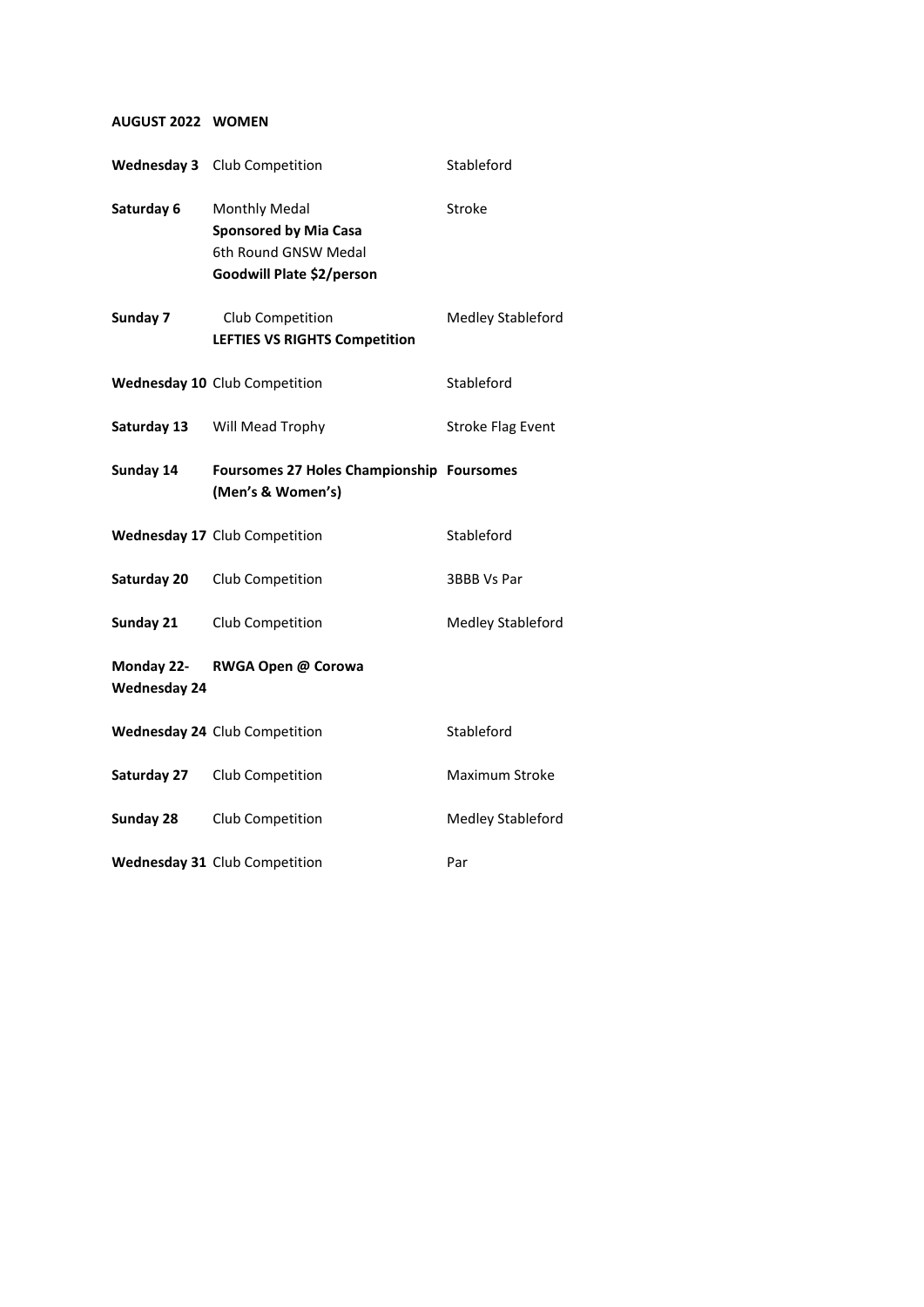**AUGUST 2022 WOMEN**

| | | |
|---|---|---|
| **Wednesday 3** | Club Competition | Stableford |
| **Saturday 6** | Monthly Medal<br>**Sponsored by Mia Casa**<br>6th Round GNSW Medal<br>**Goodwill Plate $2/person** | Stroke |
| **Sunday 7** | Club Competition<br>**LEFTIES VS RIGHTS Competition** | Medley Stableford |
| **Wednesday 10** | Club Competition | Stableford |
| **Saturday 13** | Will Mead Trophy | Stroke Flag Event |
| **Sunday 14** | **Foursomes 27 Holes Championship (Men's & Women's)** | **Foursomes** |
| **Wednesday 17** | Club Competition | Stableford |
| **Saturday 20** | Club Competition | 3BBB Vs Par |
| **Sunday 21** | Club Competition | Medley Stableford |
| **Monday 22- Wednesday 24** | **RWGA Open @ Corowa** | |
| **Wednesday 24** | Club Competition | Stableford |
| **Saturday 27** | Club Competition | Maximum Stroke |
| **Sunday 28** | Club Competition | Medley Stableford |
| **Wednesday 31** | Club Competition | Par |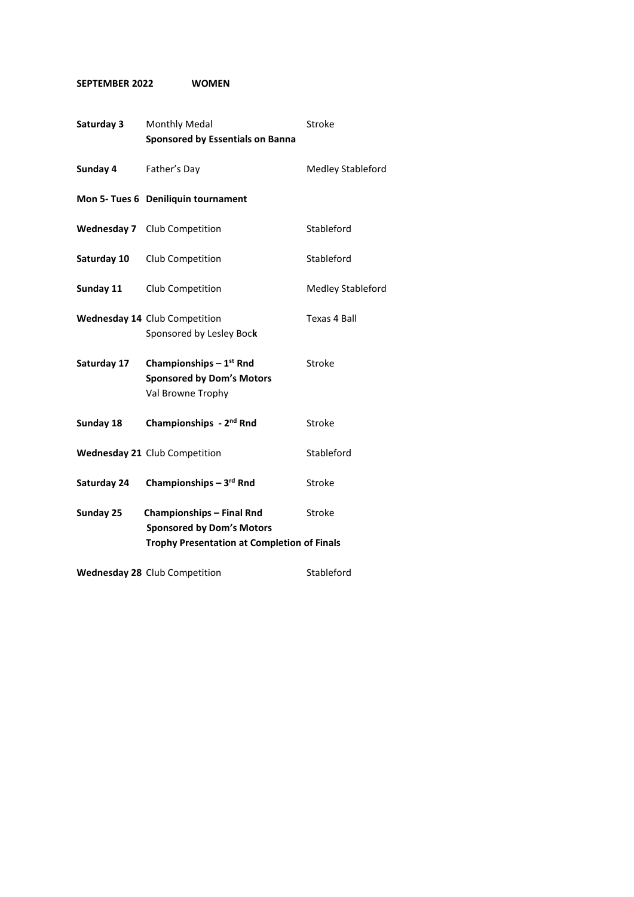**SEPTEMBER 2022 WOMEN**

| | | |
|---|---|---|
| **Saturday 3** | Monthly Medal<br>**Sponsored by Essentials on Banna** | Stroke |
| **Sunday 4** | Father's Day | Medley Stableford |
| **Mon 5- Tues 6** | **Deniliquin tournament** | |
| **Wednesday 7** | Club Competition | Stableford |
| **Saturday 10** | Club Competition | Stableford |
| **Sunday 11** | Club Competition | Medley Stableford |
| **Wednesday 14** | Club Competition<br>Sponsored by Lesley Bock | Texas 4 Ball |
| **Saturday 17** | **Championships – 1st Rnd**<br>**Sponsored by Dom's Motors**<br>Val Browne Trophy | Stroke |
| **Sunday 18** | **Championships - 2nd Rnd** | Stroke |
| **Wednesday 21** | Club Competition | Stableford |
| **Saturday 24** | **Championships – 3rd Rnd** | Stroke |
| **Sunday 25** | **Championships – Final Rnd**<br>**Sponsored by Dom's Motors**<br>**Trophy Presentation at Completion of Finals** | Stroke |
| **Wednesday 28** | Club Competition | Stableford |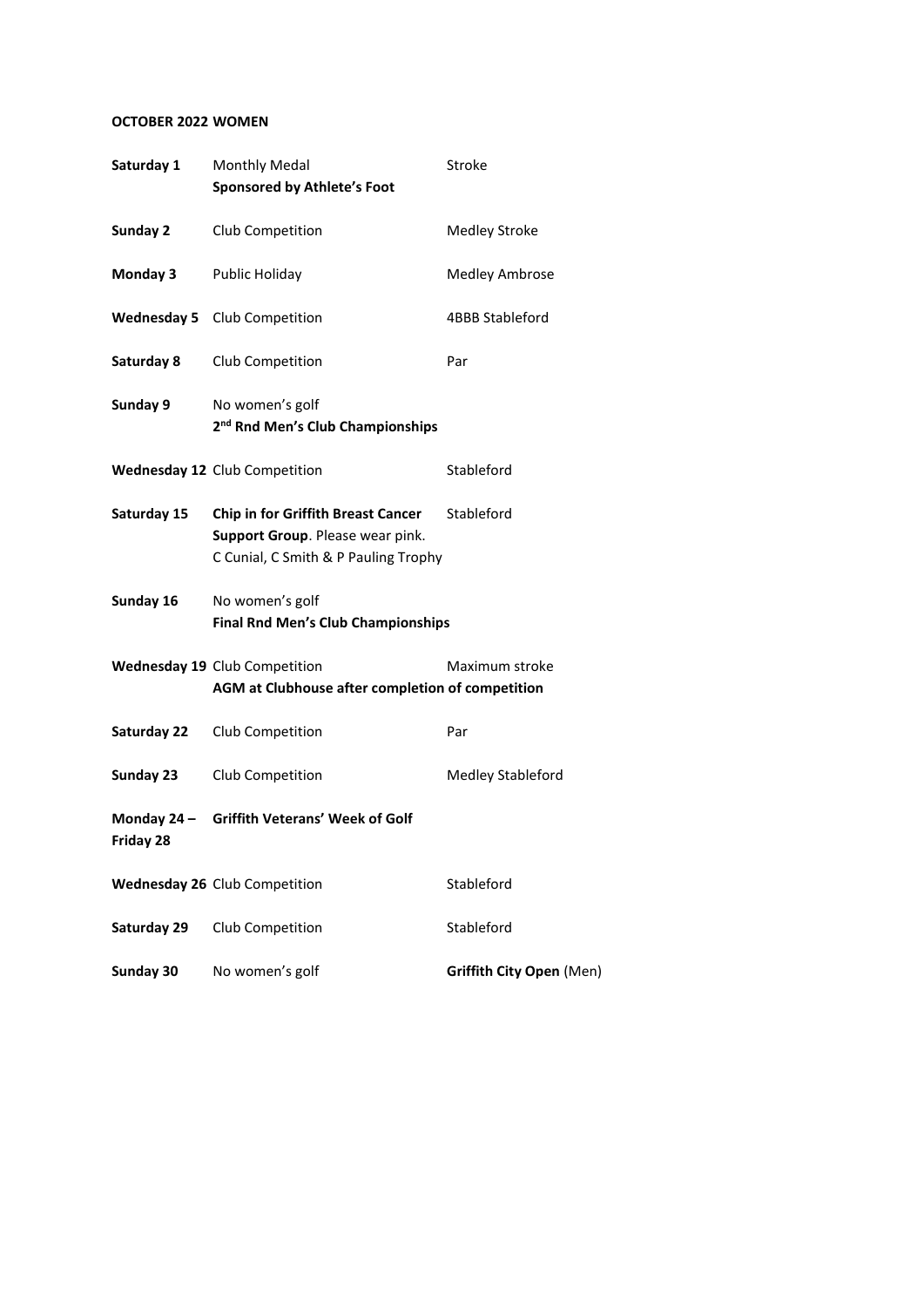**OCTOBER 2022 WOMEN**

| | | |
|---|---|---|
| **Saturday 1** | Monthly Medal<br>**Sponsored by Athlete's Foot** | Stroke |
| **Sunday 2** | Club Competition | Medley Stroke |
| **Monday 3** | Public Holiday | Medley Ambrose |
| **Wednesday 5** | Club Competition | 4BBB Stableford |
| **Saturday 8** | Club Competition | Par |
| **Sunday 9** | No women's golf<br>**2nd Rnd Men's Club Championships** | |
| **Wednesday 12** | Club Competition | Stableford |
| **Saturday 15** | **Chip in for Griffith Breast Cancer Support Group**. Please wear pink.<br>C Cunial, C Smith & P Pauling Trophy | Stableford |
| **Sunday 16** | No women's golf<br>**Final Rnd Men's Club Championships** | |
| **Wednesday 19** | Club Competition<br>**AGM at Clubhouse after completion of competition** | Maximum stroke |
| **Saturday 22** | Club Competition | Par |
| **Sunday 23** | Club Competition | Medley Stableford |
| **Monday 24 – Friday 28** | **Griffith Veterans' Week of Golf** | |
| **Wednesday 26** | Club Competition | Stableford |
| **Saturday 29** | Club Competition | Stableford |
| **Sunday 30** | No women's golf | **Griffith City Open** (Men) |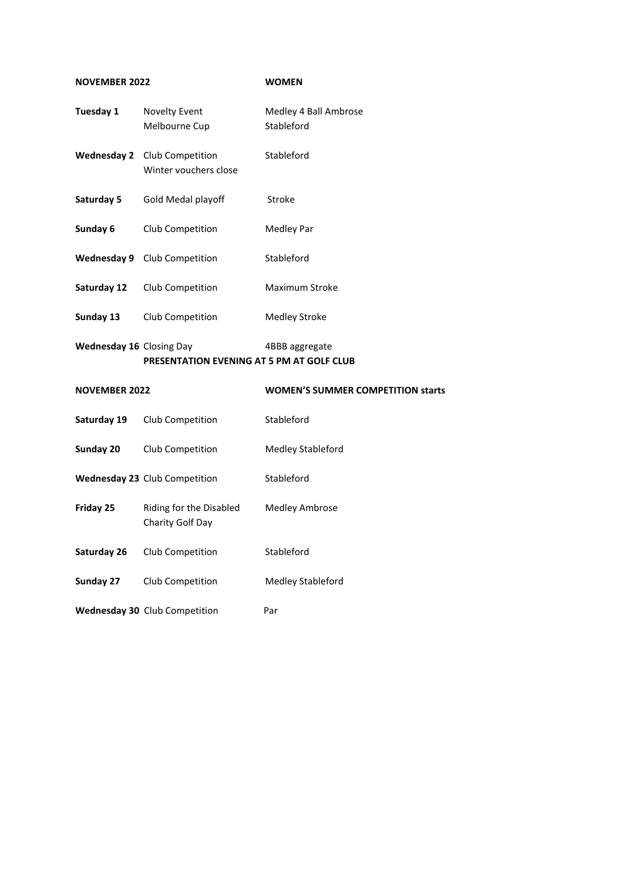| **NOVEMBER 2022** | | **WOMEN** |
|---|---|---|
| **Tuesday 1** | Novelty Event<br>Melbourne Cup | Medley 4 Ball Ambrose<br>Stableford |
| **Wednesday 2** | Club Competition<br>Winter vouchers close | Stableford |
| **Saturday 5** | Gold Medal playoff | Stroke |
| **Sunday 6** | Club Competition | Medley Par |
| **Wednesday 9** | Club Competition | Stableford |
| **Saturday 12** | Club Competition | Maximum Stroke |
| **Sunday 13** | Club Competition | Medley Stroke |
| **Wednesday 16** | Closing Day | 4BBB aggregate |

**PRESENTATION EVENING AT 5 PM AT GOLF CLUB**

| **NOVEMBER 2022** | | **WOMEN'S SUMMER COMPETITION starts** |
|---|---|---|
| **Saturday 19** | Club Competition | Stableford |
| **Sunday 20** | Club Competition | Medley Stableford |
| **Wednesday 23** | Club Competition | Stableford |
| **Friday 25** | Riding for the Disabled<br>Charity Golf Day | Medley Ambrose |
| **Saturday 26** | Club Competition | Stableford |
| **Sunday 27** | Club Competition | Medley Stableford |
| **Wednesday 30** | Club Competition | Par |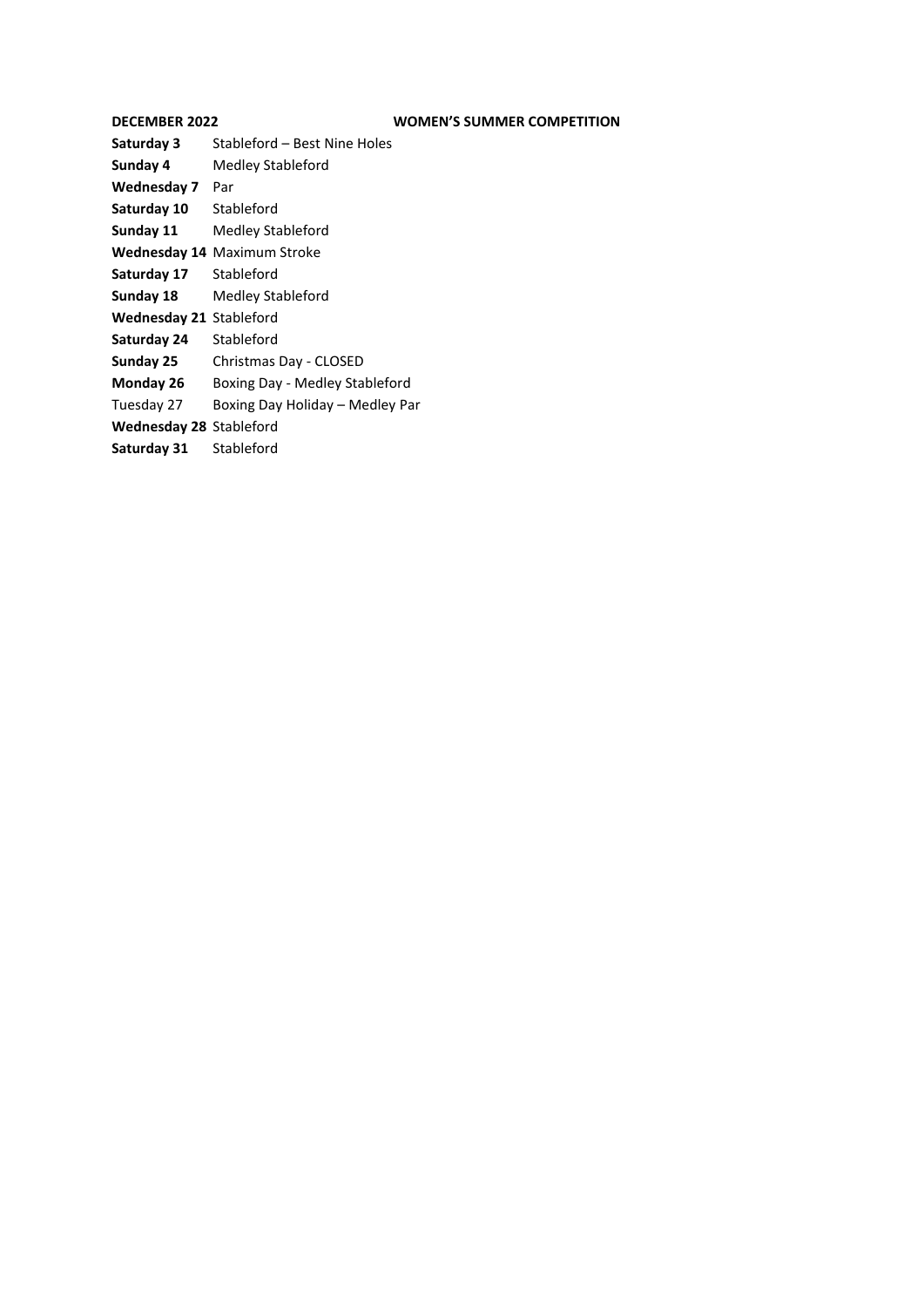**DECEMBER 2022** **WOMEN'S SUMMER COMPETITION**

| | |
|---|---|
| **Saturday 3** | Stableford – Best Nine Holes |
| **Sunday 4** | Medley Stableford |
| **Wednesday 7** | Par |
| **Saturday 10** | Stableford |
| **Sunday 11** | Medley Stableford |
| **Wednesday 14** | Maximum Stroke |
| **Saturday 17** | Stableford |
| **Sunday 18** | Medley Stableford |
| **Wednesday 21** | Stableford |
| **Saturday 24** | Stableford |
| **Sunday 25** | Christmas Day - CLOSED |
| **Monday 26** | Boxing Day - Medley Stableford |
| Tuesday 27 | Boxing Day Holiday – Medley Par |
| **Wednesday 28** | Stableford |
| **Saturday 31** | Stableford |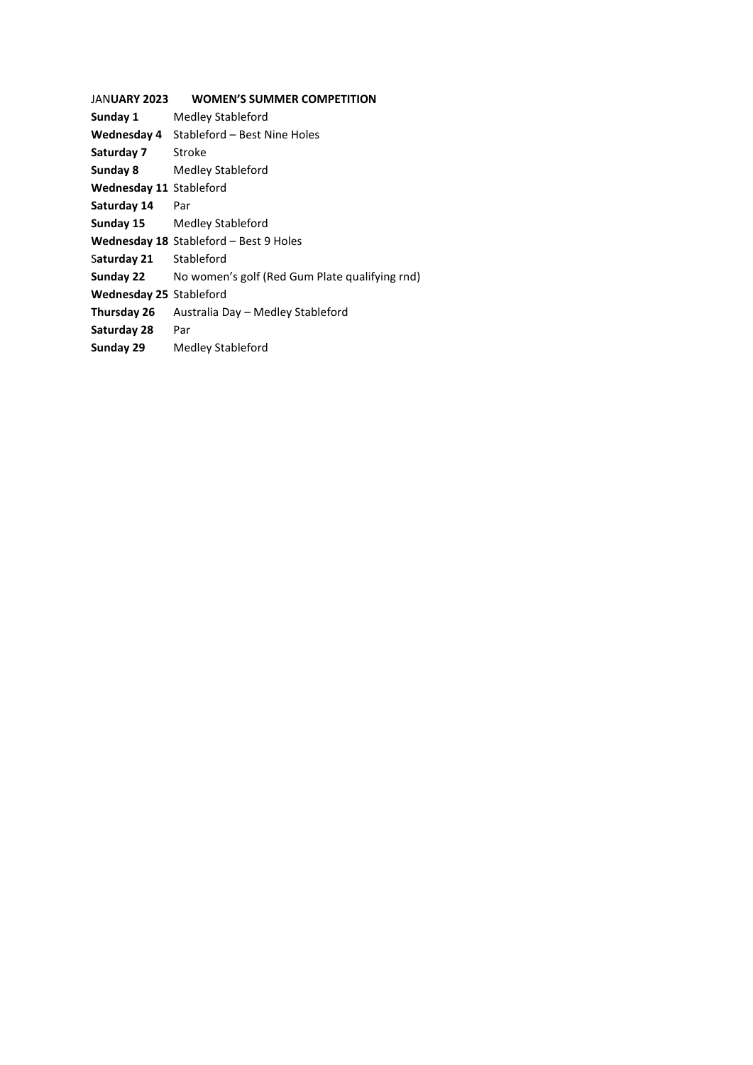JAN**UARY 2023** **WOMEN'S SUMMER COMPETITION**

**Sunday 1** Medley Stableford
**Wednesday 4** Stableford – Best Nine Holes
**Saturday 7** Stroke
**Sunday 8** Medley Stableford
**Wednesday 11** Stableford
**Saturday 14** Par
**Sunday 15** Medley Stableford
**Wednesday 18** Stableford – Best 9 Holes
S**aturday 21** Stableford
**Sunday 22** No women's golf (Red Gum Plate qualifying rnd)
**Wednesday 25** Stableford
**Thursday 26** Australia Day – Medley Stableford
**Saturday 28** Par
**Sunday 29** Medley Stableford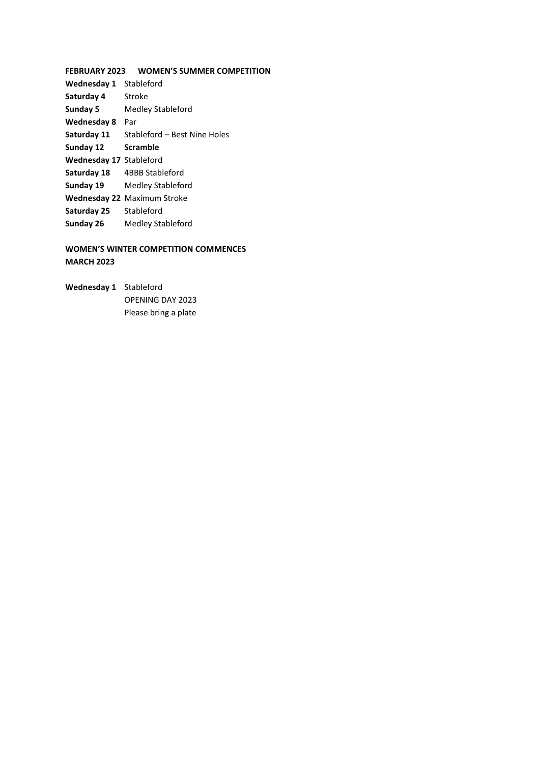**FEBRUARY 2023 WOMEN'S SUMMER COMPETITION**

**Wednesday 1** Stableford
**Saturday 4** Stroke
**Sunday 5** Medley Stableford
**Wednesday 8** Par
**Saturday 11** Stableford – Best Nine Holes
**Sunday 12** **Scramble**
**Wednesday 17** Stableford
**Saturday 18** 4BBB Stableford
**Sunday 19** Medley Stableford
**Wednesday 22** Maximum Stroke
**Saturday 25** Stableford
**Sunday 26** Medley Stableford

**WOMEN'S WINTER COMPETITION COMMENCES**
**MARCH 2023**

**Wednesday 1** Stableford
OPENING DAY 2023
Please bring a plate